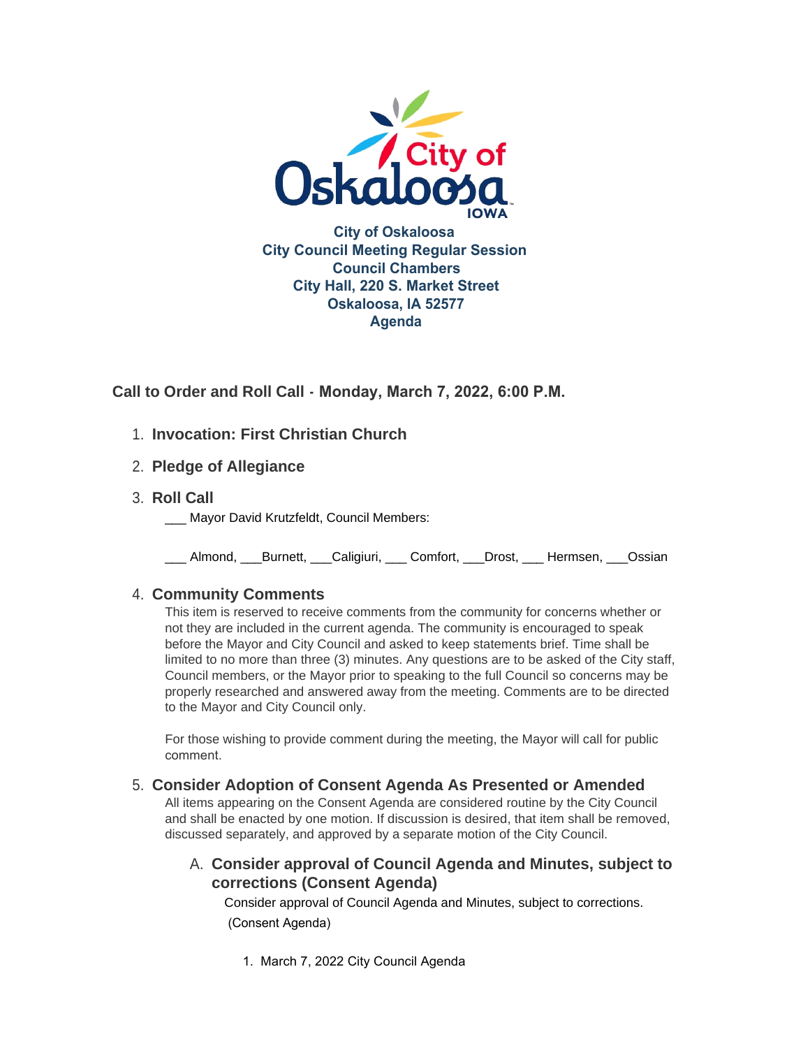City of Oskaloosa
City Council Meeting Regular Session
Council Chambers
City Hall, 220 S. Market Street
Oskaloosa, IA 52577
Agenda

## Call to Order and Roll Call - Monday, March 7, 2022, 6:00 P.M.

1. **Invocation: First Christian Church**

2. **Pledge of Allegiance**

3. **Roll Call**

   ___ Mayor David Krutzfeldt, Council Members:

   ___ Almond, ___Burnett, ___Caligiuri, ___ Comfort, ___Drost, ___ Hermsen, ___Ossian

4. **Community Comments**

   This item is reserved to receive comments from the community for concerns whether or not they are included in the current agenda. The community is encouraged to speak before the Mayor and City Council and asked to keep statements brief. Time shall be limited to no more than three (3) minutes. Any questions are to be asked of the City staff, Council members, or the Mayor prior to speaking to the full Council so concerns may be properly researched and answered away from the meeting. Comments are to be directed to the Mayor and City Council only.

   For those wishing to provide comment during the meeting, the Mayor will call for public comment.

5. **Consider Adoption of Consent Agenda As Presented or Amended**

   All items appearing on the Consent Agenda are considered routine by the City Council and shall be enacted by one motion. If discussion is desired, that item shall be removed, discussed separately, and approved by a separate motion of the City Council.

   A. **Consider approval of Council Agenda and Minutes, subject to corrections (Consent Agenda)**

      Consider approval of Council Agenda and Minutes, subject to corrections. (Consent Agenda)

      1. March 7, 2022 City Council Agenda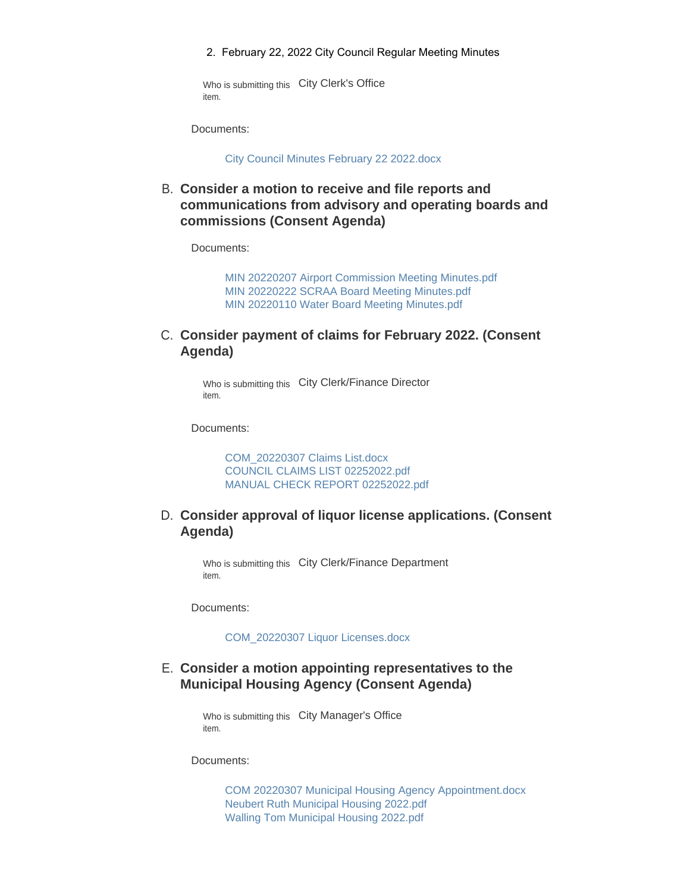2. February 22, 2022 City Council Regular Meeting Minutes

Who is submitting this item. City Clerk's Office

Documents:

City Council Minutes February 22 2022.docx

### B. Consider a motion to receive and file reports and communications from advisory and operating boards and commissions (Consent Agenda)

Documents:

MIN 20220207 Airport Commission Meeting Minutes.pdf
MIN 20220222 SCRAA Board Meeting Minutes.pdf
MIN 20220110 Water Board Meeting Minutes.pdf

### C. Consider payment of claims for February 2022. (Consent Agenda)

Who is submitting this item. City Clerk/Finance Director

Documents:

COM_20220307 Claims List.docx
COUNCIL CLAIMS LIST 02252022.pdf
MANUAL CHECK REPORT 02252022.pdf

### D. Consider approval of liquor license applications. (Consent Agenda)

Who is submitting this item. City Clerk/Finance Department

Documents:

COM_20220307 Liquor Licenses.docx

### E. Consider a motion appointing representatives to the Municipal Housing Agency (Consent Agenda)

Who is submitting this item. City Manager's Office

Documents:

COM 20220307 Municipal Housing Agency Appointment.docx
Neubert Ruth Municipal Housing 2022.pdf
Walling Tom Municipal Housing 2022.pdf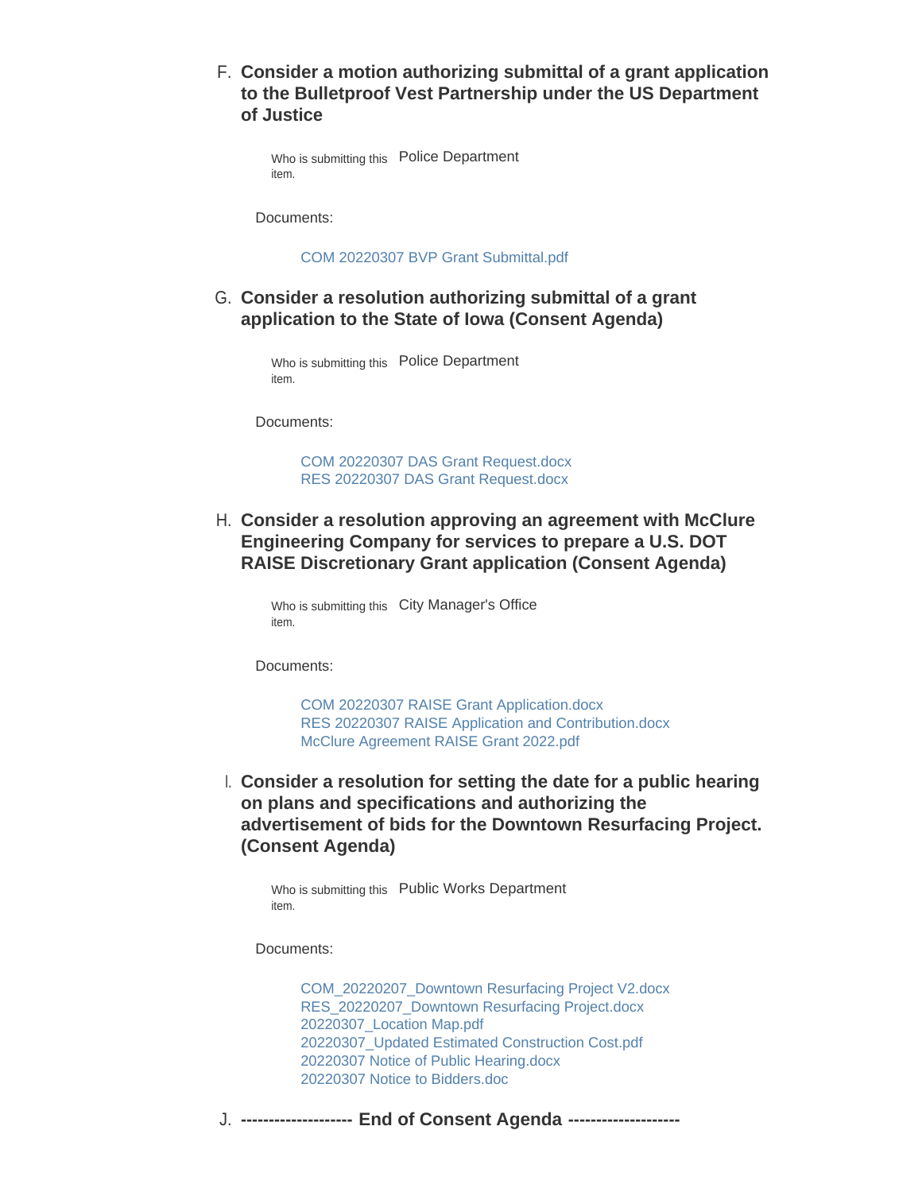F. **Consider a motion authorizing submittal of a grant application to the Bulletproof Vest Partnership under the US Department of Justice**

Who is submitting this item. Police Department

Documents:

COM 20220307 BVP Grant Submittal.pdf

G. **Consider a resolution authorizing submittal of a grant application to the State of Iowa (Consent Agenda)**

Who is submitting this item. Police Department

Documents:

COM 20220307 DAS Grant Request.docx
RES 20220307 DAS Grant Request.docx

H. **Consider a resolution approving an agreement with McClure Engineering Company for services to prepare a U.S. DOT RAISE Discretionary Grant application (Consent Agenda)**

Who is submitting this item. City Manager's Office

Documents:

COM 20220307 RAISE Grant Application.docx
RES 20220307 RAISE Application and Contribution.docx
McClure Agreement RAISE Grant 2022.pdf

I. **Consider a resolution for setting the date for a public hearing on plans and specifications and authorizing the advertisement of bids for the Downtown Resurfacing Project. (Consent Agenda)**

Who is submitting this item. Public Works Department

Documents:

COM_20220207_Downtown Resurfacing Project V2.docx
RES_20220207_Downtown Resurfacing Project.docx
20220307_Location Map.pdf
20220307_Updated Estimated Construction Cost.pdf
20220307 Notice of Public Hearing.docx
20220307 Notice to Bidders.doc

J. **-------------------- End of Consent Agenda --------------------**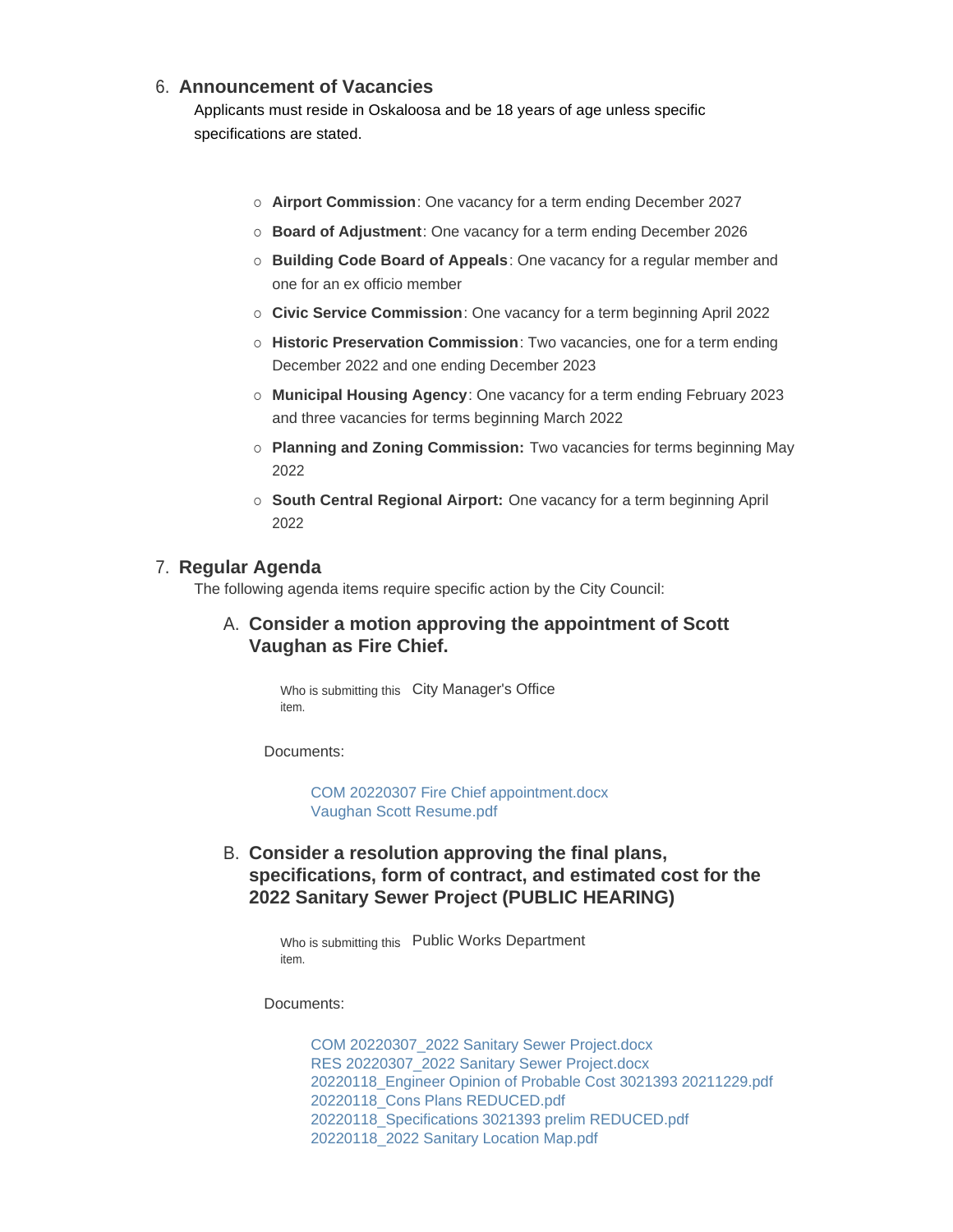6. **Announcement of Vacancies**

   Applicants must reside in Oskaloosa and be 18 years of age unless specific specifications are stated.

   - **Airport Commission**: One vacancy for a term ending December 2027
   - **Board of Adjustment**: One vacancy for a term ending December 2026
   - **Building Code Board of Appeals**: One vacancy for a regular member and one for an ex officio member
   - **Civic Service Commission**: One vacancy for a term beginning April 2022
   - **Historic Preservation Commission**: Two vacancies, one for a term ending December 2022 and one ending December 2023
   - **Municipal Housing Agency**: One vacancy for a term ending February 2023 and three vacancies for terms beginning March 2022
   - **Planning and Zoning Commission:** Two vacancies for terms beginning May 2022
   - **South Central Regional Airport:** One vacancy for a term beginning April 2022

7. **Regular Agenda**

   The following agenda items require specific action by the City Council:

### A. Consider a motion approving the appointment of Scott Vaughan as Fire Chief.

Who is submitting this item. City Manager's Office

Documents:

COM 20220307 Fire Chief appointment.docx
Vaughan Scott Resume.pdf

### B. Consider a resolution approving the final plans, specifications, form of contract, and estimated cost for the 2022 Sanitary Sewer Project (PUBLIC HEARING)

Who is submitting this item. Public Works Department

Documents:

COM 20220307_2022 Sanitary Sewer Project.docx
RES 20220307_2022 Sanitary Sewer Project.docx
20220118_Engineer Opinion of Probable Cost 3021393 20211229.pdf
20220118_Cons Plans REDUCED.pdf
20220118_Specifications 3021393 prelim REDUCED.pdf
20220118_2022 Sanitary Location Map.pdf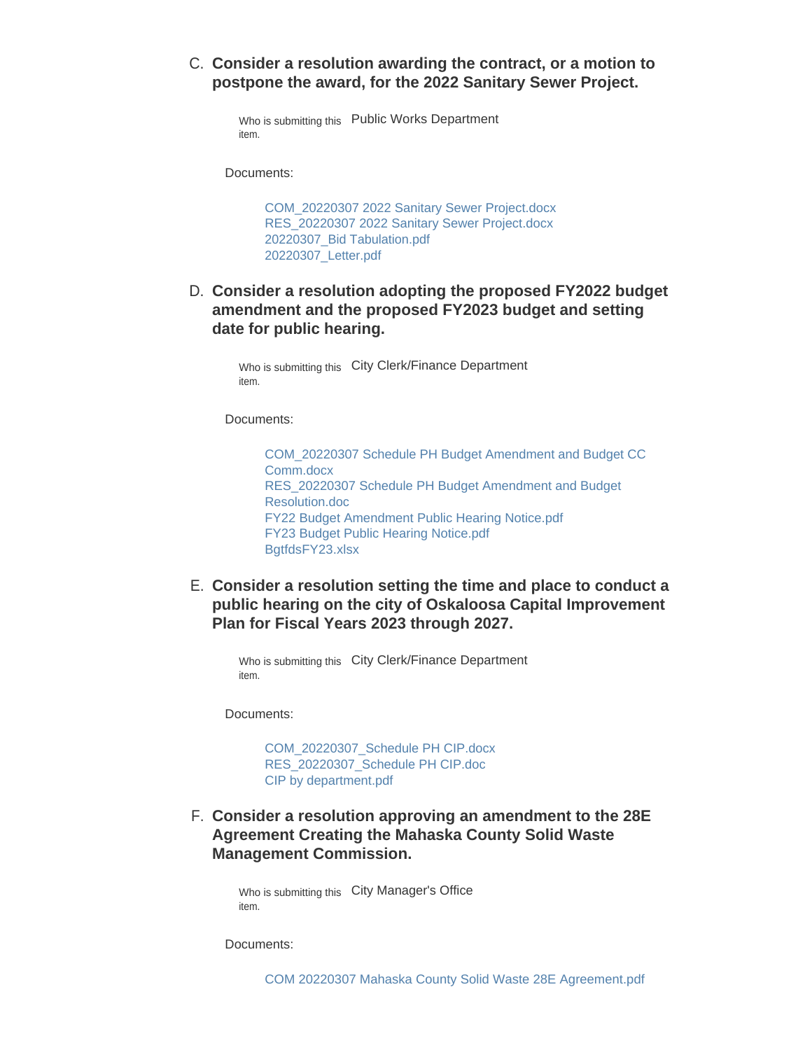C. **Consider a resolution awarding the contract, or a motion to postpone the award, for the 2022 Sanitary Sewer Project.**

Who is submitting this item. Public Works Department

Documents:

- COM_20220307 2022 Sanitary Sewer Project.docx
- RES_20220307 2022 Sanitary Sewer Project.docx
- 20220307_Bid Tabulation.pdf
- 20220307_Letter.pdf

D. **Consider a resolution adopting the proposed FY2022 budget amendment and the proposed FY2023 budget and setting date for public hearing.**

Who is submitting this item. City Clerk/Finance Department

Documents:

- COM_20220307 Schedule PH Budget Amendment and Budget CC Comm.docx
- RES_20220307 Schedule PH Budget Amendment and Budget Resolution.doc
- FY22 Budget Amendment Public Hearing Notice.pdf
- FY23 Budget Public Hearing Notice.pdf
- BgtfdsFY23.xlsx

E. **Consider a resolution setting the time and place to conduct a public hearing on the city of Oskaloosa Capital Improvement Plan for Fiscal Years 2023 through 2027.**

Who is submitting this item. City Clerk/Finance Department

Documents:

- COM_20220307_Schedule PH CIP.docx
- RES_20220307_Schedule PH CIP.doc
- CIP by department.pdf

F. **Consider a resolution approving an amendment to the 28E Agreement Creating the Mahaska County Solid Waste Management Commission.**

Who is submitting this item. City Manager's Office

Documents:

- COM 20220307 Mahaska County Solid Waste 28E Agreement.pdf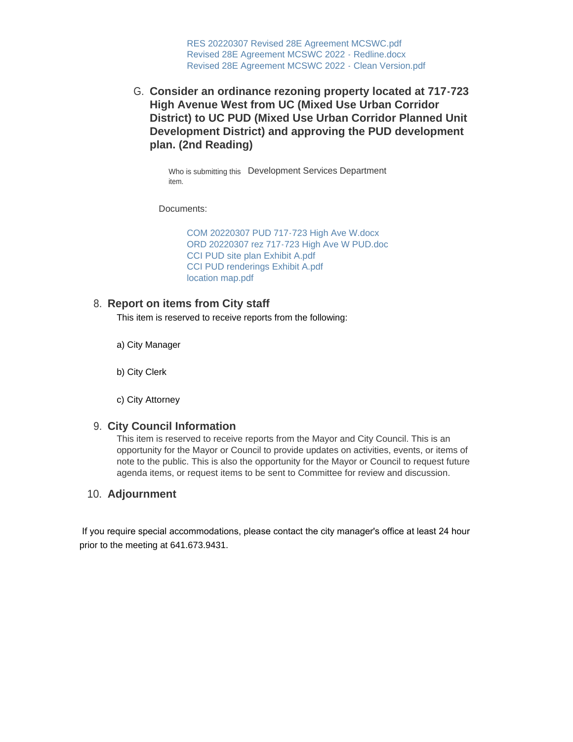RES 20220307 Revised 28E Agreement MCSWC.pdf
Revised 28E Agreement MCSWC 2022 - Redline.docx
Revised 28E Agreement MCSWC 2022 - Clean Version.pdf

G. **Consider an ordinance rezoning property located at 717-723 High Avenue West from UC (Mixed Use Urban Corridor District) to UC PUD (Mixed Use Urban Corridor Planned Unit Development District) and approving the PUD development plan. (2nd Reading)**

Who is submitting this item. Development Services Department

Documents:

COM 20220307 PUD 717-723 High Ave W.docx
ORD 20220307 rez 717-723 High Ave W PUD.doc
CCI PUD site plan Exhibit A.pdf
CCI PUD renderings Exhibit A.pdf
location map.pdf

## 8. Report on items from City staff

This item is reserved to receive reports from the following:

a) City Manager

b) City Clerk

c) City Attorney

## 9. City Council Information

This item is reserved to receive reports from the Mayor and City Council. This is an opportunity for the Mayor or Council to provide updates on activities, events, or items of note to the public. This is also the opportunity for the Mayor or Council to request future agenda items, or request items to be sent to Committee for review and discussion.

## 10. Adjournment

If you require special accommodations, please contact the city manager's office at least 24 hour prior to the meeting at 641.673.9431.